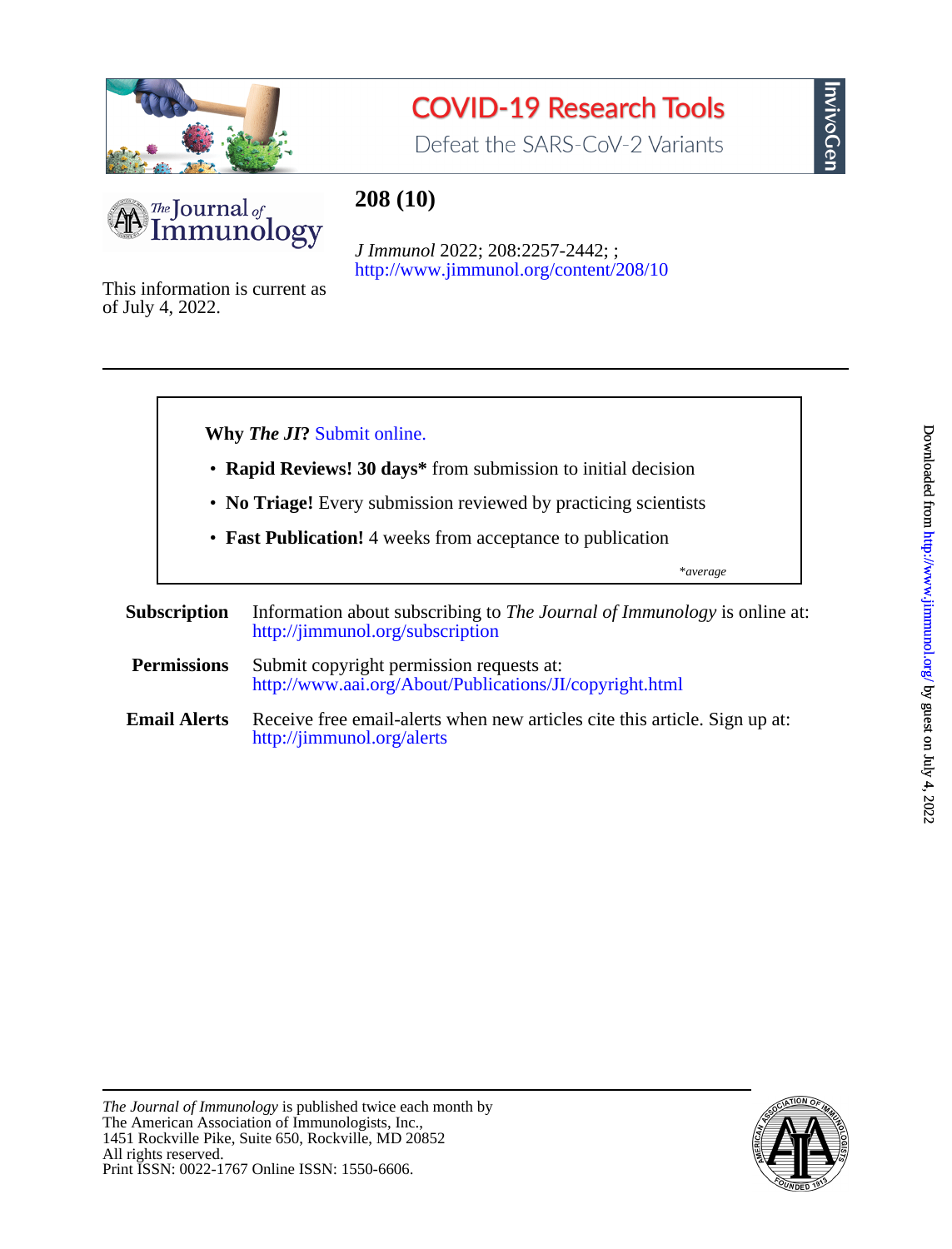COVID-19 Research Tools

Defeat the SARS-CoV-2 Variants

InvivoGen

The Journal of Immunology

# 208 (10)

*J Immunol* 2022; 208:2257-2442; ;
http://www.jimmunol.org/content/208/10

This information is current as of July 4, 2022.

---

**Why *The JI*?** Submit online.

- **Rapid Reviews! 30 days*** from submission to initial decision
- **No Triage!** Every submission reviewed by practicing scientists
- **Fast Publication!** 4 weeks from acceptance to publication

*\*average*

**Subscription** Information about subscribing to *The Journal of Immunology* is online at: http://jimmunol.org/subscription

**Permissions** Submit copyright permission requests at: http://www.aai.org/About/Publications/JI/copyright.html

**Email Alerts** Receive free email-alerts when new articles cite this article. Sign up at: http://jimmunol.org/alerts

---

*The Journal of Immunology* is published twice each month by
The American Association of Immunologists, Inc.,
1451 Rockville Pike, Suite 650, Rockville, MD 20852
All rights reserved.
Print ISSN: 0022-1767 Online ISSN: 1550-6606.

Downloaded from http://www.jimmunol.org/ by guest on July 4, 2022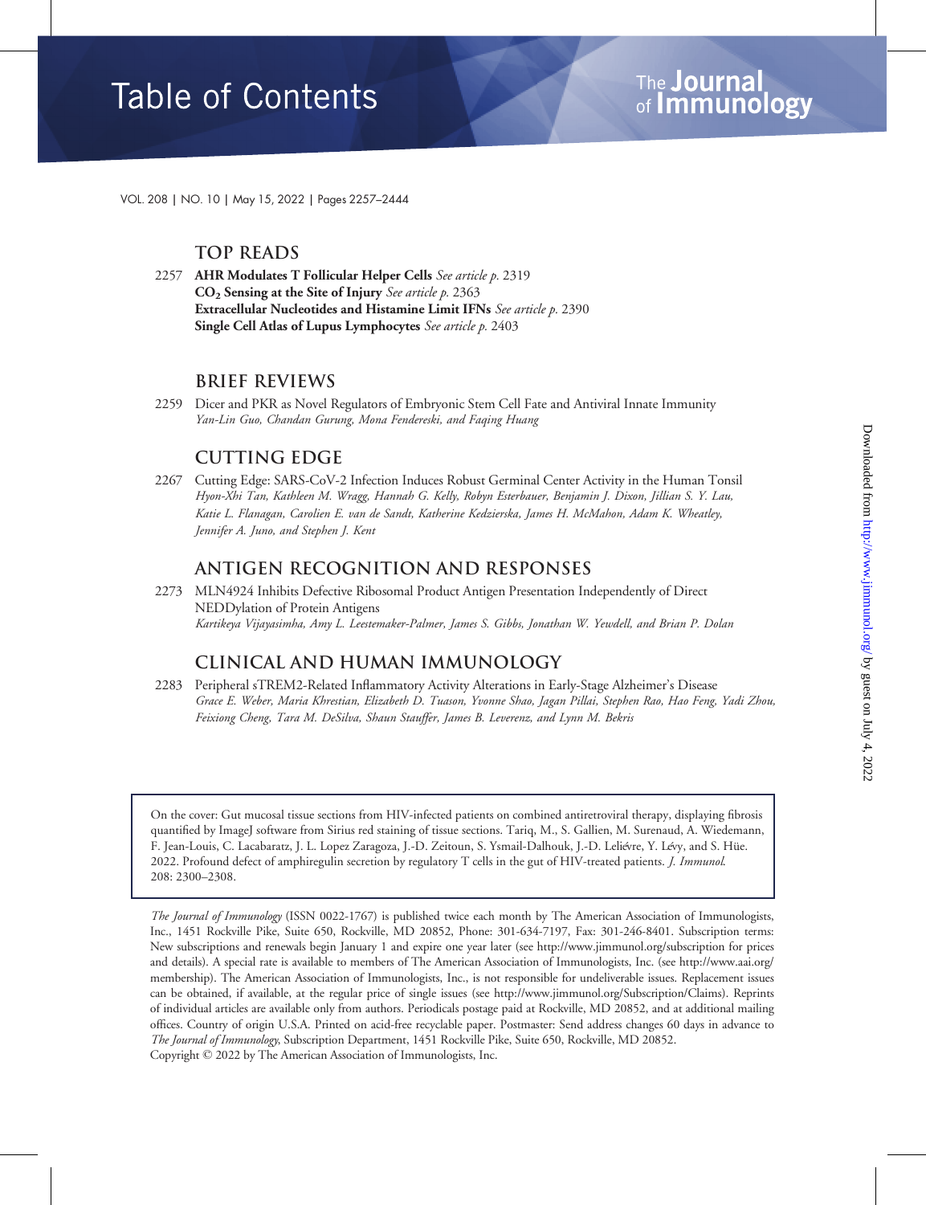# Table of Contents

The Journal of Immunology

VOL. 208 | NO. 10 | May 15, 2022 | Pages 2257–2444

## TOP READS

2257 **AHR Modulates T Follicular Helper Cells** *See article p.* 2319
**$CO_2$ Sensing at the Site of Injury** *See article p.* 2363
**Extracellular Nucleotides and Histamine Limit IFNs** *See article p.* 2390
**Single Cell Atlas of Lupus Lymphocytes** *See article p.* 2403

## BRIEF REVIEWS

2259 Dicer and PKR as Novel Regulators of Embryonic Stem Cell Fate and Antiviral Innate Immunity
*Yan-Lin Guo, Chandan Gurung, Mona Fendereski, and Faqing Huang*

## CUTTING EDGE

2267 Cutting Edge: SARS-CoV-2 Infection Induces Robust Germinal Center Activity in the Human Tonsil
*Hyon-Xhi Tan, Kathleen M. Wragg, Hannah G. Kelly, Robyn Esterbauer, Benjamin J. Dixon, Jillian S. Y. Lau, Katie L. Flanagan, Carolien E. van de Sandt, Katherine Kedzierska, James H. McMahon, Adam K. Wheatley, Jennifer A. Juno, and Stephen J. Kent*

## ANTIGEN RECOGNITION AND RESPONSES

2273 MLN4924 Inhibits Defective Ribosomal Product Antigen Presentation Independently of Direct NEDDylation of Protein Antigens
*Kartikeya Vijayasimha, Amy L. Leestemaker-Palmer, James S. Gibbs, Jonathan W. Yewdell, and Brian P. Dolan*

## CLINICAL AND HUMAN IMMUNOLOGY

2283 Peripheral sTREM2-Related Inflammatory Activity Alterations in Early-Stage Alzheimer's Disease
*Grace E. Weber, Maria Khrestian, Elizabeth D. Tuason, Yvonne Shao, Jagan Pillai, Stephen Rao, Hao Feng, Yadi Zhou, Feixiong Cheng, Tara M. DeSilva, Shaun Stauffer, James B. Leverenz, and Lynn M. Bekris*

On the cover: Gut mucosal tissue sections from HIV-infected patients on combined antiretroviral therapy, displaying fibrosis quantified by ImageJ software from Sirius red staining of tissue sections. Tariq, M., S. Gallien, M. Surenaud, A. Wiedemann, F. Jean-Louis, C. Lacabaratz, J. L. Lopez Zaragoza, J.-D. Zeitoun, S. Ysmail-Dalhouk, J.-D. Leliévre, Y. Lévy, and S. Hüe. 2022. Profound defect of amphiregulin secretion by regulatory T cells in the gut of HIV-treated patients. *J. Immunol.* 208: 2300–2308.

*The Journal of Immunology* (ISSN 0022-1767) is published twice each month by The American Association of Immunologists, Inc., 1451 Rockville Pike, Suite 650, Rockville, MD 20852, Phone: 301-634-7197, Fax: 301-246-8401. Subscription terms: New subscriptions and renewals begin January 1 and expire one year later (see http://www.jimmunol.org/subscription for prices and details). A special rate is available to members of The American Association of Immunologists, Inc. (see http://www.aai.org/membership). The American Association of Immunologists, Inc., is not responsible for undeliverable issues. Replacement issues can be obtained, if available, at the regular price of single issues (see http://www.jimmunol.org/Subscription/Claims). Reprints of individual articles are available only from authors. Periodicals postage paid at Rockville, MD 20852, and at additional mailing offices. Country of origin U.S.A. Printed on acid-free recyclable paper. Postmaster: Send address changes 60 days in advance to *The Journal of Immunology*, Subscription Department, 1451 Rockville Pike, Suite 650, Rockville, MD 20852.
Copyright © 2022 by The American Association of Immunologists, Inc.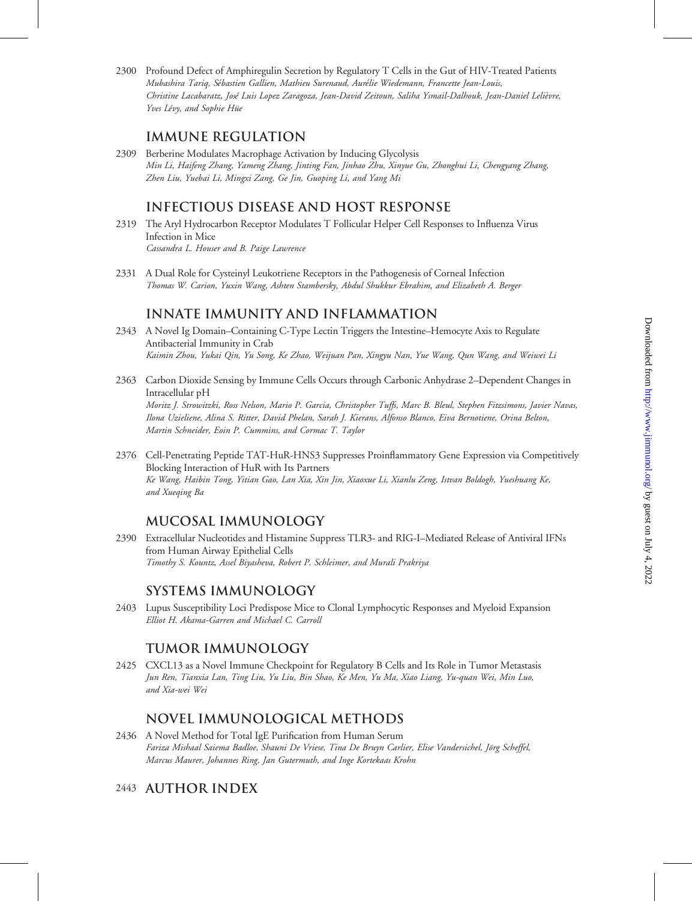2300 Profound Defect of Amphiregulin Secretion by Regulatory T Cells in the Gut of HIV-Treated Patients
*Mubashira Tariq, Sébastien Gallien, Mathieu Surenaud, Aurélie Wiedemann, Francette Jean-Louis, Christine Lacabaratz, José Luis Lopez Zaragoza, Jean-David Zeitoun, Saliha Ysmail-Dalhouk, Jean-Daniel Lelièvre, Yves Lévy, and Sophie Hüe*

## IMMUNE REGULATION

2309 Berberine Modulates Macrophage Activation by Inducing Glycolysis
*Min Li, Haifeng Zhang, Yameng Zhang, Jinting Fan, Jinhao Zhu, Xinyue Gu, Zhonghui Li, Chengyang Zhang, Zhen Liu, Yuebai Li, Mingxi Zang, Ge Jin, Guoping Li, and Yang Mi*

## INFECTIOUS DISEASE AND HOST RESPONSE

2319 The Aryl Hydrocarbon Receptor Modulates T Follicular Helper Cell Responses to Influenza Virus Infection in Mice
*Cassandra L. Houser and B. Paige Lawrence*

2331 A Dual Role for Cysteinyl Leukotriene Receptors in the Pathogenesis of Corneal Infection
*Thomas W. Carion, Yuxin Wang, Ashten Stambersky, Abdul Shukkur Ebrahim, and Elizabeth A. Berger*

## INNATE IMMUNITY AND INFLAMMATION

2343 A Novel Ig Domain–Containing C-Type Lectin Triggers the Intestine–Hemocyte Axis to Regulate Antibacterial Immunity in Crab
*Kaimin Zhou, Yukai Qin, Yu Song, Ke Zhao, Weijuan Pan, Xingyu Nan, Yue Wang, Qun Wang, and Weiwei Li*

2363 Carbon Dioxide Sensing by Immune Cells Occurs through Carbonic Anhydrase 2–Dependent Changes in Intracellular pH
*Moritz J. Strowitzki, Ross Nelson, Mario P. Garcia, Christopher Tuffs, Marc B. Bleul, Stephen Fitzsimons, Javier Navas, Ilona Uzieliene, Alina S. Ritter, David Phelan, Sarah J. Kierans, Alfonso Blanco, Eiva Bernotiene, Orina Belton, Martin Schneider, Eoin P. Cummins, and Cormac T. Taylor*

2376 Cell-Penetrating Peptide TAT-HuR-HNS3 Suppresses Proinflammatory Gene Expression via Competitively Blocking Interaction of HuR with Its Partners
*Ke Wang, Haibin Tong, Yitian Gao, Lan Xia, Xin Jin, Xiaoxue Li, Xianlu Zeng, Istvan Boldogh, Yueshuang Ke, and Xueqing Ba*

## MUCOSAL IMMUNOLOGY

2390 Extracellular Nucleotides and Histamine Suppress TLR3- and RIG-I–Mediated Release of Antiviral IFNs from Human Airway Epithelial Cells
*Timothy S. Kountz, Assel Biyasheva, Robert P. Schleimer, and Murali Prakriya*

## SYSTEMS IMMUNOLOGY

2403 Lupus Susceptibility Loci Predispose Mice to Clonal Lymphocytic Responses and Myeloid Expansion
*Elliot H. Akama-Garren and Michael C. Carroll*

## TUMOR IMMUNOLOGY

2425 CXCL13 as a Novel Immune Checkpoint for Regulatory B Cells and Its Role in Tumor Metastasis
*Jun Ren, Tianxia Lan, Ting Liu, Yu Liu, Bin Shao, Ke Men, Yu Ma, Xiao Liang, Yu-quan Wei, Min Luo, and Xia-wei Wei*

## NOVEL IMMUNOLOGICAL METHODS

2436 A Novel Method for Total IgE Purification from Human Serum
*Fariza Mishaal Saiema Badloe, Shauni De Vriese, Tina De Bruyn Carlier, Elise Vandersichel, Jörg Scheffel, Marcus Maurer, Johannes Ring, Jan Gutermuth, and Inge Kortekaas Krohn*

## 2443 AUTHOR INDEX